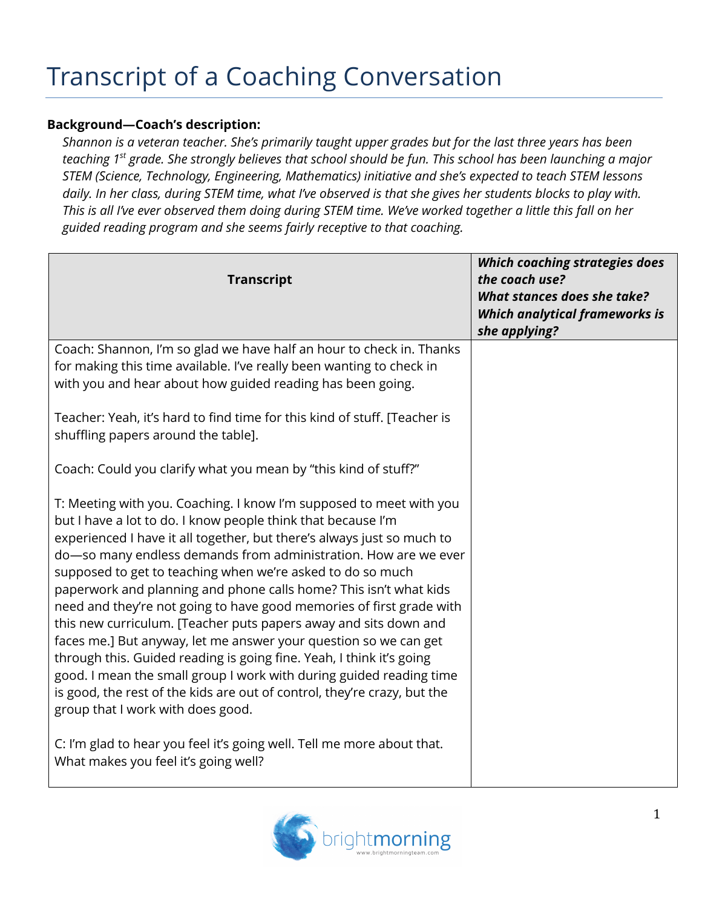# Transcript of a Coaching Conversation

**Background—Coach's description:**

*Shannon is a veteran teacher. She's primarily taught upper grades but for the last three years has been teaching 1st grade. She strongly believes that school should be fun. This school has been launching a major STEM (Science, Technology, Engineering, Mathematics) initiative and she's expected to teach STEM lessons daily. In her class, during STEM time, what I've observed is that she gives her students blocks to play with. This is all I've ever observed them doing during STEM time. We've worked together a little this fall on her guided reading program and she seems fairly receptive to that coaching.*

| Transcript | ***Which coaching strategies does the coach use? What stances does she take? Which analytical frameworks is she applying?*** |
| --- | --- |
| Coach: Shannon, I'm so glad we have half an hour to check in. Thanks for making this time available. I've really been wanting to check in with you and hear about how guided reading has been going.<br><br>Teacher: Yeah, it's hard to find time for this kind of stuff. [Teacher is shuffling papers around the table].<br><br>Coach: Could you clarify what you mean by "this kind of stuff?"<br><br>T: Meeting with you. Coaching. I know I'm supposed to meet with you but I have a lot to do. I know people think that because I'm experienced I have it all together, but there's always just so much to do—so many endless demands from administration. How are we ever supposed to get to teaching when we're asked to do so much paperwork and planning and phone calls home? This isn't what kids need and they're not going to have good memories of first grade with this new curriculum. [Teacher puts papers away and sits down and faces me.] But anyway, let me answer your question so we can get through this. Guided reading is going fine. Yeah, I think it's going good. I mean the small group I work with during guided reading time is good, the rest of the kids are out of control, they're crazy, but the group that I work with does good.<br><br>C: I'm glad to hear you feel it's going well. Tell me more about that. What makes you feel it's going well? | |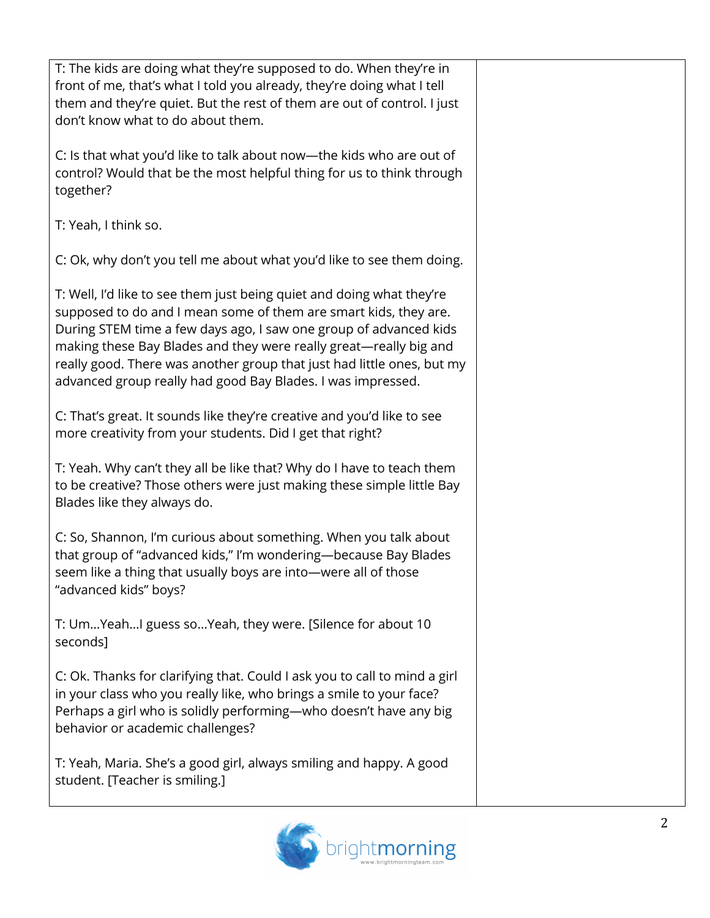T: The kids are doing what they're supposed to do. When they're in front of me, that's what I told you already, they're doing what I tell them and they're quiet. But the rest of them are out of control. I just don't know what to do about them.

C: Is that what you'd like to talk about now—the kids who are out of control? Would that be the most helpful thing for us to think through together?

T: Yeah, I think so.

C: Ok, why don't you tell me about what you'd like to see them doing.

T: Well, I'd like to see them just being quiet and doing what they're supposed to do and I mean some of them are smart kids, they are. During STEM time a few days ago, I saw one group of advanced kids making these Bay Blades and they were really great—really big and really good. There was another group that just had little ones, but my advanced group really had good Bay Blades. I was impressed.

C: That's great. It sounds like they're creative and you'd like to see more creativity from your students. Did I get that right?

T: Yeah. Why can't they all be like that? Why do I have to teach them to be creative? Those others were just making these simple little Bay Blades like they always do.

C: So, Shannon, I'm curious about something. When you talk about that group of "advanced kids," I'm wondering—because Bay Blades seem like a thing that usually boys are into—were all of those "advanced kids" boys?

T: Um...Yeah...I guess so...Yeah, they were. [Silence for about 10 seconds]

C: Ok. Thanks for clarifying that. Could I ask you to call to mind a girl in your class who you really like, who brings a smile to your face? Perhaps a girl who is solidly performing—who doesn't have any big behavior or academic challenges?

T: Yeah, Maria. She's a good girl, always smiling and happy. A good student. [Teacher is smiling.]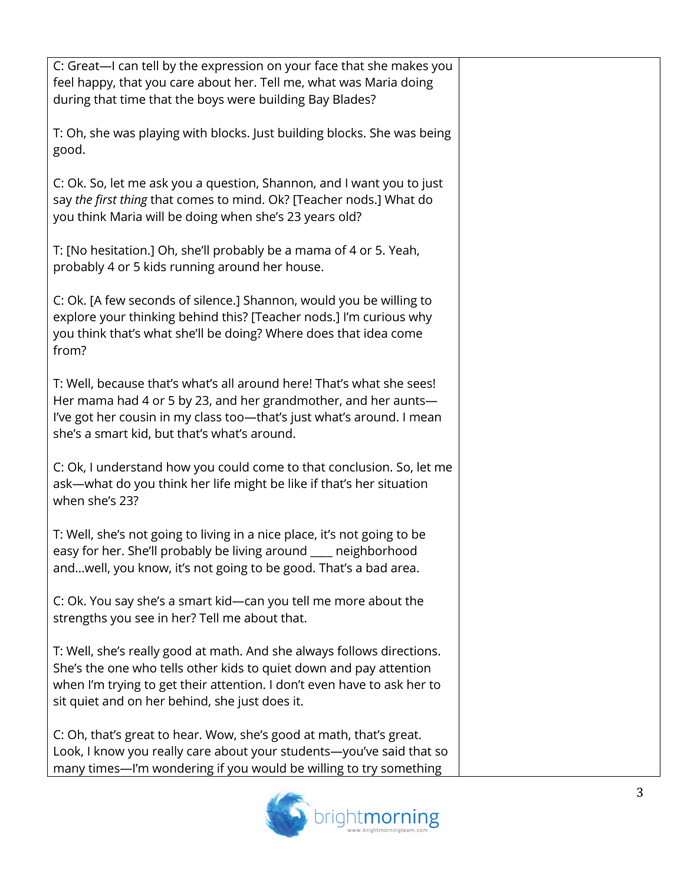C: Great—I can tell by the expression on your face that she makes you feel happy, that you care about her. Tell me, what was Maria doing during that time that the boys were building Bay Blades?

T: Oh, she was playing with blocks. Just building blocks. She was being good.

C: Ok. So, let me ask you a question, Shannon, and I want you to just say *the first thing* that comes to mind. Ok? [Teacher nods.] What do you think Maria will be doing when she's 23 years old?

T: [No hesitation.] Oh, she'll probably be a mama of 4 or 5. Yeah, probably 4 or 5 kids running around her house.

C: Ok. [A few seconds of silence.] Shannon, would you be willing to explore your thinking behind this? [Teacher nods.] I'm curious why you think that's what she'll be doing? Where does that idea come from?

T: Well, because that's what's all around here! That's what she sees! Her mama had 4 or 5 by 23, and her grandmother, and her aunts—I've got her cousin in my class too—that's just what's around. I mean she's a smart kid, but that's what's around.

C: Ok, I understand how you could come to that conclusion. So, let me ask—what do you think her life might be like if that's her situation when she's 23?

T: Well, she's not going to living in a nice place, it's not going to be easy for her. She'll probably be living around ____ neighborhood and…well, you know, it's not going to be good. That's a bad area.

C: Ok. You say she's a smart kid—can you tell me more about the strengths you see in her? Tell me about that.

T: Well, she's really good at math. And she always follows directions. She's the one who tells other kids to quiet down and pay attention when I'm trying to get their attention. I don't even have to ask her to sit quiet and on her behind, she just does it.

C: Oh, that's great to hear. Wow, she's good at math, that's great. Look, I know you really care about your students—you've said that so many times—I'm wondering if you would be willing to try something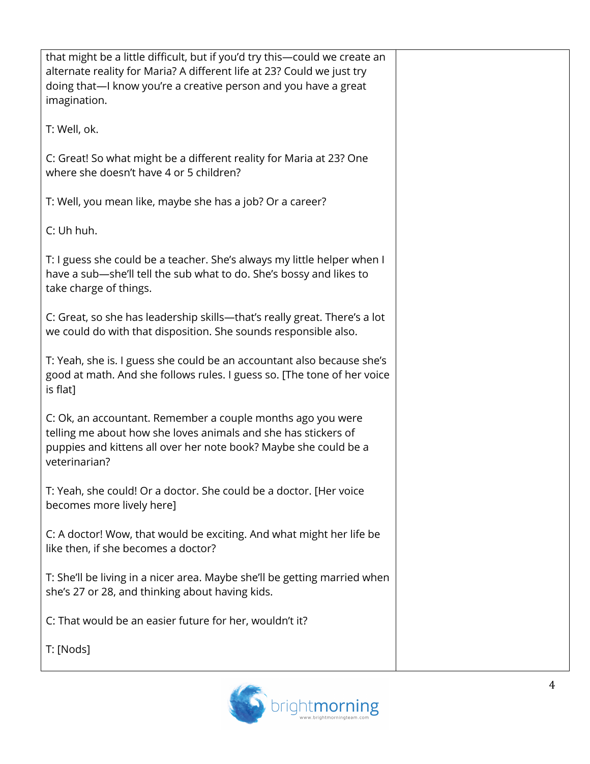that might be a little difficult, but if you'd try this—could we create an alternate reality for Maria? A different life at 23? Could we just try doing that—I know you're a creative person and you have a great imagination.

T: Well, ok.

C: Great! So what might be a different reality for Maria at 23? One where she doesn't have 4 or 5 children?

T: Well, you mean like, maybe she has a job? Or a career?

C: Uh huh.

T: I guess she could be a teacher. She's always my little helper when I have a sub—she'll tell the sub what to do. She's bossy and likes to take charge of things.

C: Great, so she has leadership skills—that's really great. There's a lot we could do with that disposition. She sounds responsible also.

T: Yeah, she is. I guess she could be an accountant also because she's good at math. And she follows rules. I guess so. [The tone of her voice is flat]

C: Ok, an accountant. Remember a couple months ago you were telling me about how she loves animals and she has stickers of puppies and kittens all over her note book? Maybe she could be a veterinarian?

T: Yeah, she could! Or a doctor. She could be a doctor. [Her voice becomes more lively here]

C: A doctor! Wow, that would be exciting. And what might her life be like then, if she becomes a doctor?

T: She'll be living in a nicer area. Maybe she'll be getting married when she's 27 or 28, and thinking about having kids.

C: That would be an easier future for her, wouldn't it?

T: [Nods]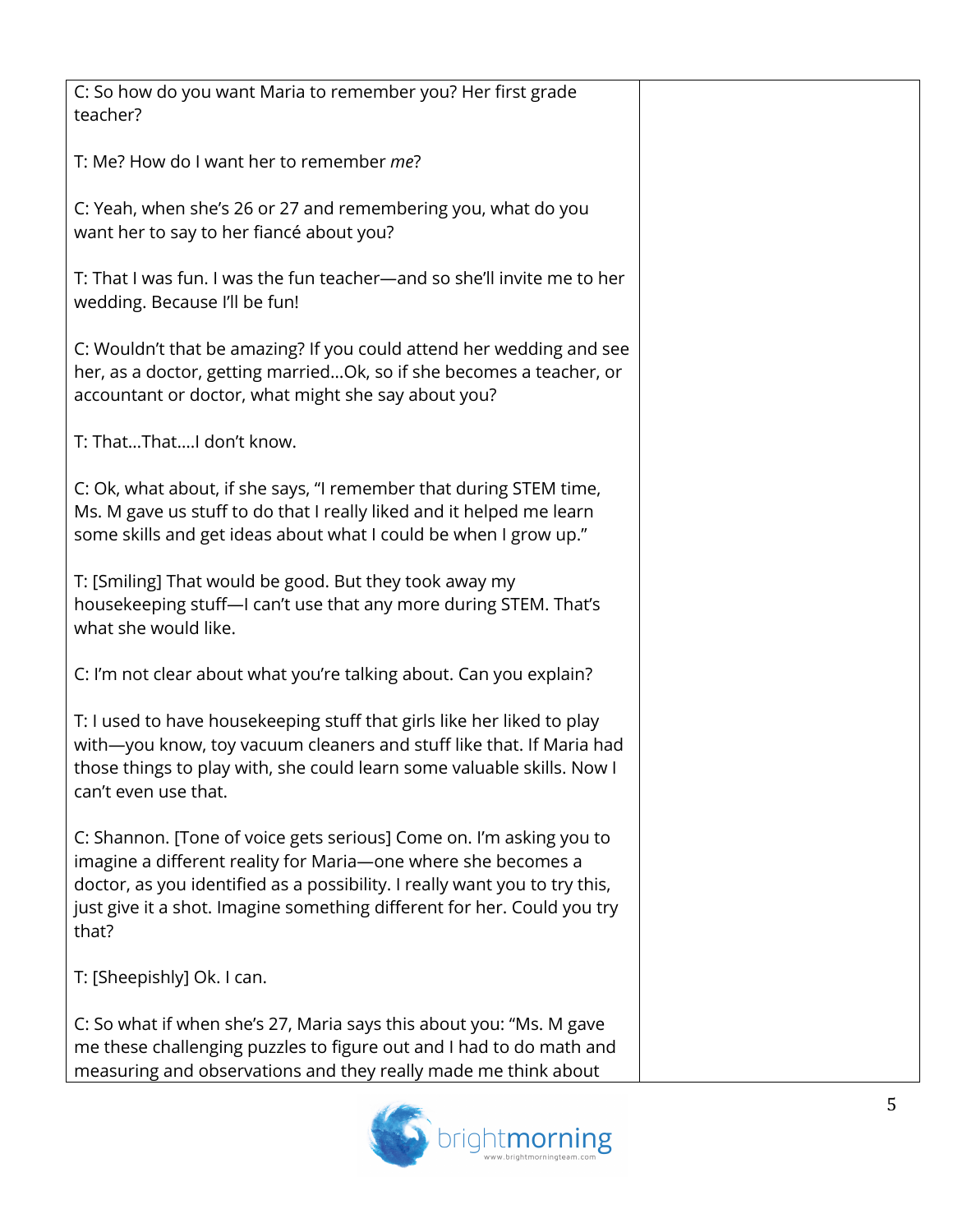| | |
|---|---|
| C: So how do you want Maria to remember you? Her first grade teacher?<br><br>T: Me? How do I want her to remember *me*?<br><br>C: Yeah, when she's 26 or 27 and remembering you, what do you want her to say to her fiancé about you?<br><br>T: That I was fun. I was the fun teacher—and so she'll invite me to her wedding. Because I'll be fun!<br><br>C: Wouldn't that be amazing? If you could attend her wedding and see her, as a doctor, getting married…Ok, so if she becomes a teacher, or accountant or doctor, what might she say about you?<br><br>T: That…That….I don't know.<br><br>C: Ok, what about, if she says, "I remember that during STEM time, Ms. M gave us stuff to do that I really liked and it helped me learn some skills and get ideas about what I could be when I grow up."<br><br>T: [Smiling] That would be good. But they took away my housekeeping stuff—I can't use that any more during STEM. That's what she would like.<br><br>C: I'm not clear about what you're talking about. Can you explain?<br><br>T: I used to have housekeeping stuff that girls like her liked to play with—you know, toy vacuum cleaners and stuff like that. If Maria had those things to play with, she could learn some valuable skills. Now I can't even use that.<br><br>C: Shannon. [Tone of voice gets serious] Come on. I'm asking you to imagine a different reality for Maria—one where she becomes a doctor, as you identified as a possibility. I really want you to try this, just give it a shot. Imagine something different for her. Could you try that?<br><br>T: [Sheepishly] Ok. I can.<br><br>C: So what if when she's 27, Maria says this about you: "Ms. M gave me these challenging puzzles to figure out and I had to do math and measuring and observations and they really made me think about | |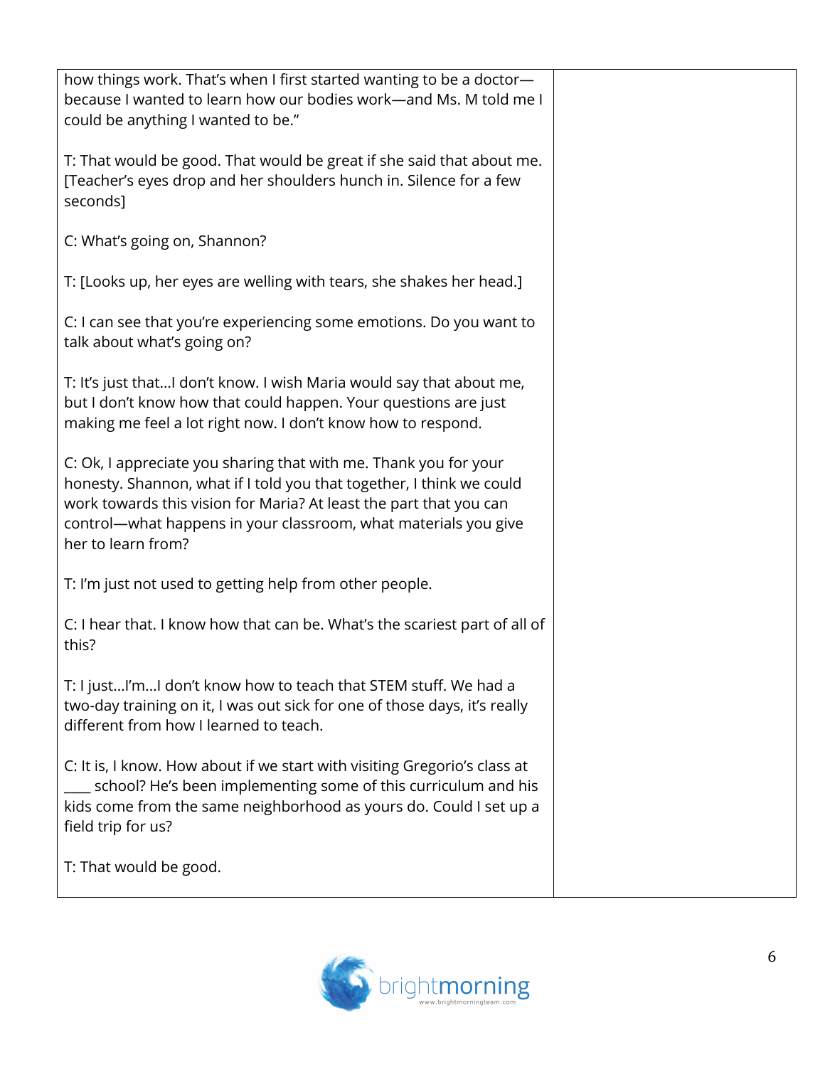| | |
|---|---|
| how things work. That's when I first started wanting to be a doctor—because I wanted to learn how our bodies work—and Ms. M told me I could be anything I wanted to be."<br><br>T: That would be good. That would be great if she said that about me. [Teacher's eyes drop and her shoulders hunch in. Silence for a few seconds]<br><br>C: What's going on, Shannon?<br><br>T: [Looks up, her eyes are welling with tears, she shakes her head.]<br><br>C: I can see that you're experiencing some emotions. Do you want to talk about what's going on?<br><br>T: It's just that…I don't know. I wish Maria would say that about me, but I don't know how that could happen. Your questions are just making me feel a lot right now. I don't know how to respond.<br><br>C: Ok, I appreciate you sharing that with me. Thank you for your honesty. Shannon, what if I told you that together, I think we could work towards this vision for Maria? At least the part that you can control—what happens in your classroom, what materials you give her to learn from?<br><br>T: I'm just not used to getting help from other people.<br><br>C: I hear that. I know how that can be. What's the scariest part of all of this?<br><br>T: I just…I'm…I don't know how to teach that STEM stuff. We had a two-day training on it, I was out sick for one of those days, it's really different from how I learned to teach.<br><br>C: It is, I know. How about if we start with visiting Gregorio's class at ____ school? He's been implementing some of this curriculum and his kids come from the same neighborhood as yours do. Could I set up a field trip for us?<br><br>T: That would be good. | |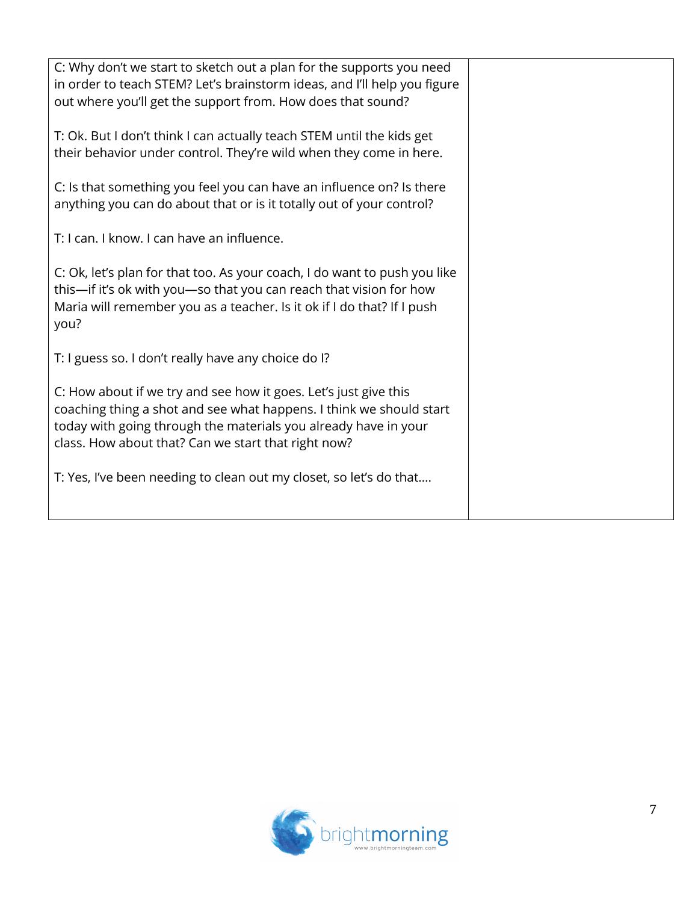| | |
|---|---|
| C: Why don't we start to sketch out a plan for the supports you need in order to teach STEM? Let's brainstorm ideas, and I'll help you figure out where you'll get the support from. How does that sound?<br><br>T: Ok. But I don't think I can actually teach STEM until the kids get their behavior under control. They're wild when they come in here.<br><br>C: Is that something you feel you can have an influence on? Is there anything you can do about that or is it totally out of your control?<br><br>T: I can. I know. I can have an influence.<br><br>C: Ok, let's plan for that too. As your coach, I do want to push you like this—if it's ok with you—so that you can reach that vision for how Maria will remember you as a teacher. Is it ok if I do that? If I push you?<br><br>T: I guess so. I don't really have any choice do I?<br><br>C: How about if we try and see how it goes. Let's just give this coaching thing a shot and see what happens. I think we should start today with going through the materials you already have in your class. How about that? Can we start that right now?<br><br>T: Yes, I've been needing to clean out my closet, so let's do that…. | |